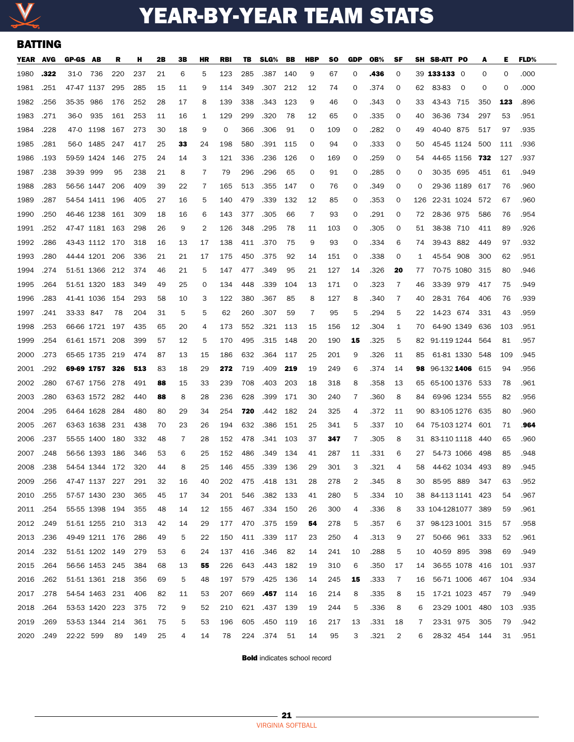# YEAR-BY-YEAR TEAM STATS

## BATTING

| YEAR | AVG | GP-GS | AB | R | H | 2B | 3B | HR | RBI | TB | SLG% | BB | HBP | SO | GDP | OB% | SF | SH | SB-ATT | PO | A | E | FLD% |
|---|---|---|---|---|---|---|---|---|---|---|---|---|---|---|---|---|---|---|---|---|---|---|---|
| 1980 | **.322** | 31-0 | 736 | 220 | 237 | 21 | 6 | 5 | 123 | 285 | .387 | 140 | 9 | 67 | 0 | **.436** | 0 | 39 | **133-133** | 0 | 0 | 0 | .000 |
| 1981 | .251 | 47-47 | 1137 | 295 | 285 | 15 | 11 | 9 | 114 | 349 | .307 | 212 | 12 | 74 | 0 | .374 | 0 | 62 | 83-83 | 0 | 0 | 0 | .000 |
| 1982 | .256 | 35-35 | 986 | 176 | 252 | 28 | 17 | 8 | 139 | 338 | .343 | 123 | 9 | 46 | 0 | .343 | 0 | 33 | 43-43 | 715 | 350 | **123** | .896 |
| 1983 | .271 | 36-0 | 935 | 161 | 253 | 11 | 16 | 1 | 129 | 299 | .320 | 78 | 12 | 65 | 0 | .335 | 0 | 40 | 36-36 | 734 | 297 | 53 | .951 |
| 1984 | .228 | 47-0 | 1198 | 167 | 273 | 30 | 18 | 9 | 0 | 366 | .306 | 91 | 0 | 109 | 0 | .282 | 0 | 49 | 40-40 | 875 | 517 | 97 | .935 |
| 1985 | .281 | 56-0 | 1485 | 247 | 417 | 25 | **33** | 24 | 198 | 580 | .391 | 115 | 0 | 94 | 0 | .333 | 0 | 50 | 45-45 | 1124 | 500 | 111 | .936 |
| 1986 | .193 | 59-59 | 1424 | 146 | 275 | 24 | 14 | 3 | 121 | 336 | .236 | 126 | 0 | 169 | 0 | .259 | 0 | 54 | 44-65 | 1156 | **732** | 127 | .937 |
| 1987 | .238 | 39-39 | 999 | 95 | 238 | 21 | 8 | 7 | 79 | 296 | .296 | 65 | 0 | 91 | 0 | .285 | 0 | 0 | 30-35 | 695 | 451 | 61 | .949 |
| 1988 | .283 | 56-56 | 1447 | 206 | 409 | 39 | 22 | 7 | 165 | 513 | .355 | 147 | 0 | 76 | 0 | .349 | 0 | 0 | 29-36 | 1189 | 617 | 76 | .960 |
| 1989 | .287 | 54-54 | 1411 | 196 | 405 | 27 | 16 | 5 | 140 | 479 | .339 | 132 | 12 | 85 | 0 | .353 | 0 | 126 | 22-31 | 1024 | 572 | 67 | .960 |
| 1990 | .250 | 46-46 | 1238 | 161 | 309 | 18 | 16 | 6 | 143 | 377 | .305 | 66 | 7 | 93 | 0 | .291 | 0 | 72 | 28-36 | 975 | 586 | 76 | .954 |
| 1991 | .252 | 47-47 | 1181 | 163 | 298 | 26 | 9 | 2 | 126 | 348 | .295 | 78 | 11 | 103 | 0 | .305 | 0 | 51 | 38-38 | 710 | 411 | 89 | .926 |
| 1992 | .286 | 43-43 | 1112 | 170 | 318 | 16 | 13 | 17 | 138 | 411 | .370 | 75 | 9 | 93 | 0 | .334 | 6 | 74 | 39-43 | 882 | 449 | 97 | .932 |
| 1993 | .280 | 44-44 | 1201 | 206 | 336 | 21 | 21 | 17 | 175 | 450 | .375 | 92 | 14 | 151 | 0 | .338 | 0 | 1 | 45-54 | 908 | 300 | 62 | .951 |
| 1994 | .274 | 51-51 | 1366 | 212 | 374 | 46 | 21 | 5 | 147 | 477 | .349 | 95 | 21 | 127 | 14 | .326 | **20** | 77 | 70-75 | 1080 | 315 | 80 | .946 |
| 1995 | .264 | 51-51 | 1320 | 183 | 349 | 49 | 25 | 0 | 134 | 448 | .339 | 104 | 13 | 171 | 0 | .323 | 7 | 46 | 33-39 | 979 | 417 | 75 | .949 |
| 1996 | .283 | 41-41 | 1036 | 154 | 293 | 58 | 10 | 3 | 122 | 380 | .367 | 85 | 8 | 127 | 8 | .340 | 7 | 40 | 28-31 | 764 | 406 | 76 | .939 |
| 1997 | .241 | 33-33 | 847 | 78 | 204 | 31 | 5 | 5 | 62 | 260 | .307 | 59 | 7 | 95 | 5 | .294 | 5 | 22 | 14-23 | 674 | 331 | 43 | .959 |
| 1998 | .253 | 66-66 | 1721 | 197 | 435 | 65 | 20 | 4 | 173 | 552 | .321 | 113 | 15 | 156 | 12 | .304 | 1 | 70 | 64-90 | 1349 | 636 | 103 | .951 |
| 1999 | .254 | 61-61 | 1571 | 208 | 399 | 57 | 12 | 5 | 170 | 495 | .315 | 148 | 20 | 190 | **15** | .325 | 5 | 82 | 91-119 | 1244 | 564 | 81 | .957 |
| 2000 | .273 | 65-65 | 1735 | 219 | 474 | 87 | 13 | 15 | 186 | 632 | .364 | 117 | 25 | 201 | 9 | .326 | 11 | 85 | 61-81 | 1330 | 548 | 109 | .945 |
| 2001 | .292 | **69-69** | **1757** | **326** | **513** | 83 | 18 | 29 | **272** | 719 | .409 | **219** | 19 | 249 | 6 | .374 | 14 | **98** | 96-132 | **1406** | 615 | 94 | .956 |
| 2002 | .280 | 67-67 | 1756 | 278 | 491 | **88** | 15 | 33 | 239 | 708 | .403 | 203 | 18 | 318 | 8 | .358 | 13 | 65 | 65-100 | 1376 | 533 | 78 | .961 |
| 2003 | .280 | 63-63 | 1572 | 282 | 440 | **88** | 8 | 28 | 236 | 628 | .399 | 171 | 30 | 240 | 7 | .360 | 8 | 84 | 69-96 | 1234 | 555 | 82 | .956 |
| 2004 | .295 | 64-64 | 1628 | 284 | 480 | 80 | 29 | 34 | 254 | **720** | .442 | 182 | 24 | 325 | 4 | .372 | 11 | 90 | 83-105 | 1276 | 635 | 80 | .960 |
| 2005 | .267 | 63-63 | 1638 | 231 | 438 | 70 | 23 | 26 | 194 | 632 | .386 | 151 | 25 | 341 | 5 | .337 | 10 | 64 | 75-103 | 1274 | 601 | 71 | **.964** |
| 2006 | .237 | 55-55 | 1400 | 180 | 332 | 48 | 7 | 28 | 152 | 478 | .341 | 103 | 37 | **347** | 7 | .305 | 8 | 31 | 83-110 | 1118 | 440 | 65 | .960 |
| 2007 | .248 | 56-56 | 1393 | 186 | 346 | 53 | 6 | 25 | 152 | 486 | .349 | 134 | 41 | 287 | 11 | .331 | 6 | 27 | 54-73 | 1066 | 498 | 85 | .948 |
| 2008 | .238 | 54-54 | 1344 | 172 | 320 | 44 | 8 | 25 | 146 | 455 | .339 | 136 | 29 | 301 | 3 | .321 | 4 | 58 | 44-62 | 1034 | 493 | 89 | .945 |
| 2009 | .256 | 47-47 | 1137 | 227 | 291 | 32 | 16 | 40 | 202 | 475 | .418 | 131 | 28 | 278 | 2 | .345 | 8 | 30 | 85-95 | 889 | 347 | 63 | .952 |
| 2010 | .255 | 57-57 | 1430 | 230 | 365 | 45 | 17 | 34 | 201 | 546 | .382 | 133 | 41 | 280 | 5 | .334 | 10 | 38 | 84-113 | 1141 | 423 | 54 | .967 |
| 2011 | .254 | 55-55 | 1398 | 194 | 355 | 48 | 14 | 12 | 155 | 467 | .334 | 150 | 26 | 300 | 4 | .336 | 8 | 33 | 104-128 | 1077 | 389 | 59 | .961 |
| 2012 | .249 | 51-51 | 1255 | 210 | 313 | 42 | 14 | 29 | 177 | 470 | .375 | 159 | **54** | 278 | 5 | .357 | 6 | 37 | 98-123 | 1001 | 315 | 57 | .958 |
| 2013 | .236 | 49-49 | 1211 | 176 | 286 | 49 | 5 | 22 | 150 | 411 | .339 | 117 | 23 | 250 | 4 | .313 | 9 | 27 | 50-66 | 961 | 333 | 52 | .961 |
| 2014 | .232 | 51-51 | 1202 | 149 | 279 | 53 | 6 | 24 | 137 | 416 | .346 | 82 | 14 | 241 | 10 | .288 | 5 | 10 | 40-59 | 895 | 398 | 69 | .949 |
| 2015 | .264 | 56-56 | 1453 | 245 | 384 | 68 | 13 | **55** | 226 | 643 | .443 | 182 | 19 | 310 | 6 | .350 | 17 | 14 | 36-55 | 1078 | 416 | 101 | .937 |
| 2016 | .262 | 51-51 | 1361 | 218 | 356 | 69 | 5 | 48 | 197 | 579 | .425 | 136 | 14 | 245 | **15** | .333 | 7 | 16 | 56-71 | 1006 | 467 | 104 | .934 |
| 2017 | .278 | 54-54 | 1463 | 231 | 406 | 82 | 11 | 53 | 207 | 669 | **.457** | 114 | 16 | 214 | 8 | .335 | 8 | 15 | 17-21 | 1023 | 457 | 79 | .949 |
| 2018 | .264 | 53-53 | 1420 | 223 | 375 | 72 | 9 | 52 | 210 | 621 | .437 | 139 | 19 | 244 | 5 | .336 | 8 | 6 | 23-29 | 1001 | 480 | 103 | .935 |
| 2019 | .269 | 53-53 | 1344 | 214 | 361 | 75 | 5 | 53 | 196 | 605 | .450 | 119 | 16 | 217 | 13 | .331 | 18 | 7 | 23-31 | 975 | 305 | 79 | .942 |
| 2020 | .249 | 22-22 | 599 | 89 | 149 | 25 | 4 | 14 | 78 | 224 | .374 | 51 | 14 | 95 | 3 | .321 | 2 | 6 | 28-32 | 454 | 144 | 31 | .951 |

**Bold** indicates school record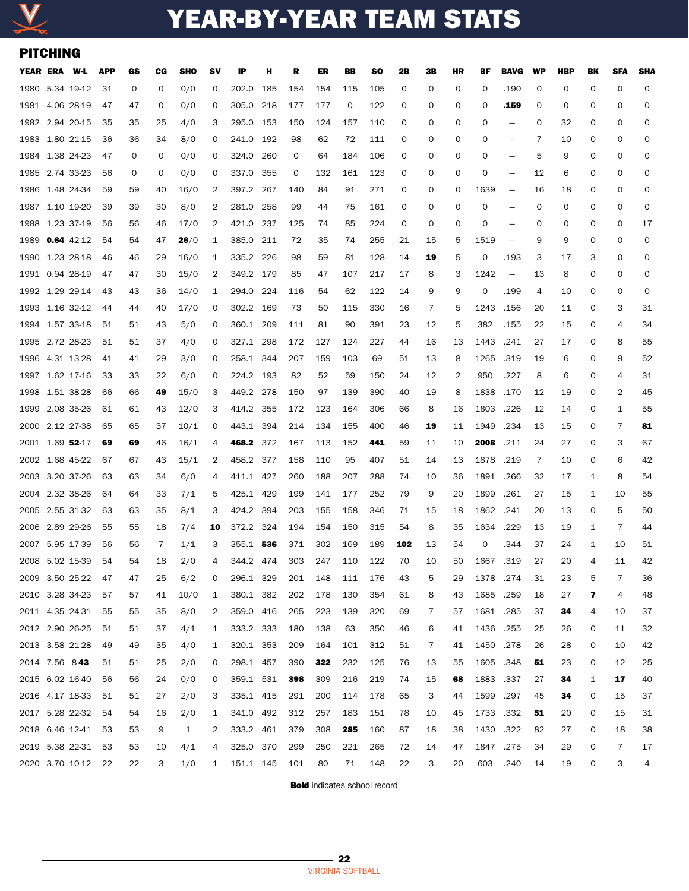# YEAR-BY-YEAR TEAM STATS

## PITCHING

| YEAR | ERA | W-L | APP | GS | CG | SHO | SV | IP | H | R | ER | BB | SO | 2B | 3B | HR | BF | BAVG | WP | HBP | BK | SFA | SHA |
|---|---|---|---|---|---|---|---|---|---|---|---|---|---|---|---|---|---|---|---|---|---|---|---|
| 1980 | 5.34 | 19-12 | 31 | 0 | 0 | 0/0 | 0 | 202.0 | 185 | 154 | 154 | 115 | 105 | 0 | 0 | 0 | 0 | .190 | 0 | 0 | 0 | 0 | 0 |
| 1981 | 4.06 | 28-19 | 47 | 47 | 0 | 0/0 | 0 | 305.0 | 218 | 177 | 177 | 0 | 122 | 0 | 0 | 0 | 0 | **.159** | 0 | 0 | 0 | 0 | 0 |
| 1982 | 2.94 | 20-15 | 35 | 35 | 25 | 4/0 | 3 | 295.0 | 153 | 150 | 124 | 157 | 110 | 0 | 0 | 0 | 0 | -- | 0 | 32 | 0 | 0 | 0 |
| 1983 | 1.80 | 21-15 | 36 | 36 | 34 | 8/0 | 0 | 241.0 | 192 | 98 | 62 | 72 | 111 | 0 | 0 | 0 | 0 | -- | 7 | 10 | 0 | 0 | 0 |
| 1984 | 1.38 | 24-23 | 47 | 0 | 0 | 0/0 | 0 | 324.0 | 260 | 0 | 64 | 184 | 106 | 0 | 0 | 0 | 0 | -- | 5 | 9 | 0 | 0 | 0 |
| 1985 | 2.74 | 33-23 | 56 | 0 | 0 | 0/0 | 0 | 337.0 | 355 | 0 | 132 | 161 | 123 | 0 | 0 | 0 | 0 | -- | 12 | 6 | 0 | 0 | 0 |
| 1986 | 1.48 | 24-34 | 59 | 59 | 40 | 16/0 | 2 | 397.2 | 267 | 140 | 84 | 91 | 271 | 0 | 0 | 0 | 1639 | -- | 16 | 18 | 0 | 0 | 0 |
| 1987 | 1.10 | 19-20 | 39 | 39 | 30 | 8/0 | 2 | 281.0 | 258 | 99 | 44 | 75 | 161 | 0 | 0 | 0 | 0 | -- | 0 | 0 | 0 | 0 | 0 |
| 1988 | 1.23 | 37-19 | 56 | 56 | 46 | 17/0 | 2 | 421.0 | 237 | 125 | 74 | 85 | 224 | 0 | 0 | 0 | 0 | -- | 0 | 0 | 0 | 0 | 17 |
| 1989 | **0.64** | 42-12 | 54 | 54 | 47 | **26**/0 | 1 | 385.0 | 211 | 72 | 35 | 74 | 255 | 21 | 15 | 5 | 1519 | -- | 9 | 9 | 0 | 0 | 0 |
| 1990 | 1.23 | 28-18 | 46 | 46 | 29 | 16/0 | 1 | 335.2 | 226 | 98 | 59 | 81 | 128 | 14 | **19** | 5 | 0 | .193 | 3 | 17 | 3 | 0 | 0 |
| 1991 | 0.94 | 28-19 | 47 | 47 | 30 | 15/0 | 2 | 349.2 | 179 | 85 | 47 | 107 | 217 | 17 | 8 | 3 | 1242 | -- | 13 | 8 | 0 | 0 | 0 |
| 1992 | 1.29 | 29-14 | 43 | 43 | 36 | 14/0 | 1 | 294.0 | 224 | 116 | 54 | 62 | 122 | 14 | 9 | 9 | 0 | .199 | 4 | 10 | 0 | 0 | 0 |
| 1993 | 1.16 | 32-12 | 44 | 44 | 40 | 17/0 | 0 | 302.2 | 169 | 73 | 50 | 115 | 330 | 16 | 7 | 5 | 1243 | .156 | 20 | 11 | 0 | 3 | 31 |
| 1994 | 1.57 | 33-18 | 51 | 51 | 43 | 5/0 | 0 | 360.1 | 209 | 111 | 81 | 90 | 391 | 23 | 12 | 5 | 382 | .155 | 22 | 15 | 0 | 4 | 34 |
| 1995 | 2.72 | 28-23 | 51 | 51 | 37 | 4/0 | 0 | 327.1 | 298 | 172 | 127 | 124 | 227 | 44 | 16 | 13 | 1443 | .241 | 27 | 17 | 0 | 8 | 55 |
| 1996 | 4.31 | 13-28 | 41 | 41 | 29 | 3/0 | 0 | 258.1 | 344 | 207 | 159 | 103 | 69 | 51 | 13 | 8 | 1265 | .319 | 19 | 6 | 0 | 9 | 52 |
| 1997 | 1.62 | 17-16 | 33 | 33 | 22 | 6/0 | 0 | 224.2 | 193 | 82 | 52 | 59 | 150 | 24 | 12 | 2 | 950 | .227 | 8 | 6 | 0 | 4 | 31 |
| 1998 | 1.51 | 38-28 | 66 | 66 | **49** | 15/0 | 3 | 449.2 | 278 | 150 | 97 | 139 | 390 | 40 | 19 | 8 | 1838 | .170 | 12 | 19 | 0 | 2 | 45 |
| 1999 | 2.08 | 35-26 | 61 | 61 | 43 | 12/0 | 3 | 414.2 | 355 | 172 | 123 | 164 | 306 | 66 | 8 | 16 | 1803 | .226 | 12 | 14 | 0 | 1 | 55 |
| 2000 | 2.12 | 27-38 | 65 | 65 | 37 | 10/1 | 0 | 443.1 | 394 | 214 | 134 | 155 | 400 | 46 | **19** | 11 | 1949 | .234 | 13 | 15 | 0 | 7 | **81** |
| 2001 | 1.69 | **52**-17 | **69** | **69** | 46 | 16/1 | 4 | **468.2** | 372 | 167 | 113 | 152 | **441** | 59 | 11 | 10 | **2008** | .211 | 24 | 27 | 0 | 3 | 67 |
| 2002 | 1.68 | 45-22 | 67 | 67 | 43 | 15/1 | 2 | 458.2 | 377 | 158 | 110 | 95 | 407 | 51 | 14 | 13 | 1878 | .219 | 7 | 10 | 0 | 6 | 42 |
| 2003 | 3.20 | 37-26 | 63 | 63 | 34 | 6/0 | 4 | 411.1 | 427 | 260 | 188 | 207 | 288 | 74 | 10 | 36 | 1891 | .266 | 32 | 17 | 1 | 8 | 54 |
| 2004 | 2.32 | 38-26 | 64 | 64 | 33 | 7/1 | 5 | 425.1 | 429 | 199 | 141 | 177 | 252 | 79 | 9 | 20 | 1899 | .261 | 27 | 15 | 1 | 10 | 55 |
| 2005 | 2.55 | 31-32 | 63 | 63 | 35 | 8/1 | 3 | 424.2 | 394 | 203 | 155 | 158 | 346 | 71 | 15 | 18 | 1862 | .241 | 20 | 13 | 0 | 5 | 50 |
| 2006 | 2.89 | 29-26 | 55 | 55 | 18 | 7/4 | **10** | 372.2 | 324 | 194 | 154 | 150 | 315 | 54 | 8 | 35 | 1634 | .229 | 13 | 19 | 1 | 7 | 44 |
| 2007 | 5.95 | 17-39 | 56 | 56 | 7 | 1/1 | 3 | 355.1 | **536** | 371 | 302 | 169 | 189 | **102** | 13 | 54 | 0 | .344 | 37 | 24 | 1 | 10 | 51 |
| 2008 | 5.02 | 15-39 | 54 | 54 | 18 | 2/0 | 4 | 344.2 | 474 | 303 | 247 | 110 | 122 | 70 | 10 | 50 | 1667 | .319 | 27 | 20 | 4 | 11 | 42 |
| 2009 | 3.50 | 25-22 | 47 | 47 | 25 | 6/2 | 0 | 296.1 | 329 | 201 | 148 | 111 | 176 | 43 | 5 | 29 | 1378 | .274 | 31 | 23 | 5 | 7 | 36 |
| 2010 | 3.28 | 34-23 | 57 | 57 | 41 | 10/0 | 1 | 380.1 | 382 | 202 | 178 | 130 | 354 | 61 | 8 | 43 | 1685 | .259 | 18 | 27 | **7** | 4 | 48 |
| 2011 | 4.35 | 24-31 | 55 | 55 | 35 | 8/0 | 2 | 359.0 | 416 | 265 | 223 | 139 | 320 | 69 | 7 | 57 | 1681 | .285 | 37 | **34** | 4 | 10 | 37 |
| 2012 | 2.90 | 26-25 | 51 | 51 | 37 | 4/1 | 1 | 333.2 | 333 | 180 | 138 | 63 | 350 | 46 | 6 | 41 | 1436 | .255 | 25 | 26 | 0 | 11 | 32 |
| 2013 | 3.58 | 21-28 | 49 | 49 | 35 | 4/0 | 1 | 320.1 | 353 | 209 | 164 | 101 | 312 | 51 | 7 | 41 | 1450 | .278 | 26 | 28 | 0 | 10 | 42 |
| 2014 | 7.56 | 8-**43** | 51 | 51 | 25 | 2/0 | 0 | 298.1 | 457 | 390 | **322** | 232 | 125 | 76 | 13 | 55 | 1605 | .348 | **51** | 23 | 0 | 12 | 25 |
| 2015 | 6.02 | 16-40 | 56 | 56 | 24 | 0/0 | 0 | 359.1 | 531 | **398** | 309 | 216 | 219 | 74 | 15 | **68** | 1883 | .337 | 27 | **34** | 1 | **17** | 40 |
| 2016 | 4.17 | 18-33 | 51 | 51 | 27 | 2/0 | 3 | 335.1 | 415 | 291 | 200 | 114 | 178 | 65 | 3 | 44 | 1599 | .297 | 45 | **34** | 0 | 15 | 37 |
| 2017 | 5.28 | 22-32 | 54 | 54 | 16 | 2/0 | 1 | 341.0 | 492 | 312 | 257 | 183 | 151 | 78 | 10 | 45 | 1733 | .332 | **51** | 20 | 0 | 15 | 31 |
| 2018 | 6.46 | 12-41 | 53 | 53 | 9 | 1 | 2 | 333.2 | 461 | 379 | 308 | **285** | 160 | 87 | 18 | 38 | 1430 | .322 | 82 | 27 | 0 | 18 | 38 |
| 2019 | 5.38 | 22-31 | 53 | 53 | 10 | 4/1 | 4 | 325.0 | 370 | 299 | 250 | 221 | 265 | 72 | 14 | 47 | 1847 | .275 | 34 | 29 | 0 | 7 | 17 |
| 2020 | 3.70 | 10-12 | 22 | 22 | 3 | 1/0 | 1 | 151.1 | 145 | 101 | 80 | 71 | 148 | 22 | 3 | 20 | 603 | .240 | 14 | 19 | 0 | 3 | 4 |

**Bold** indicates school record